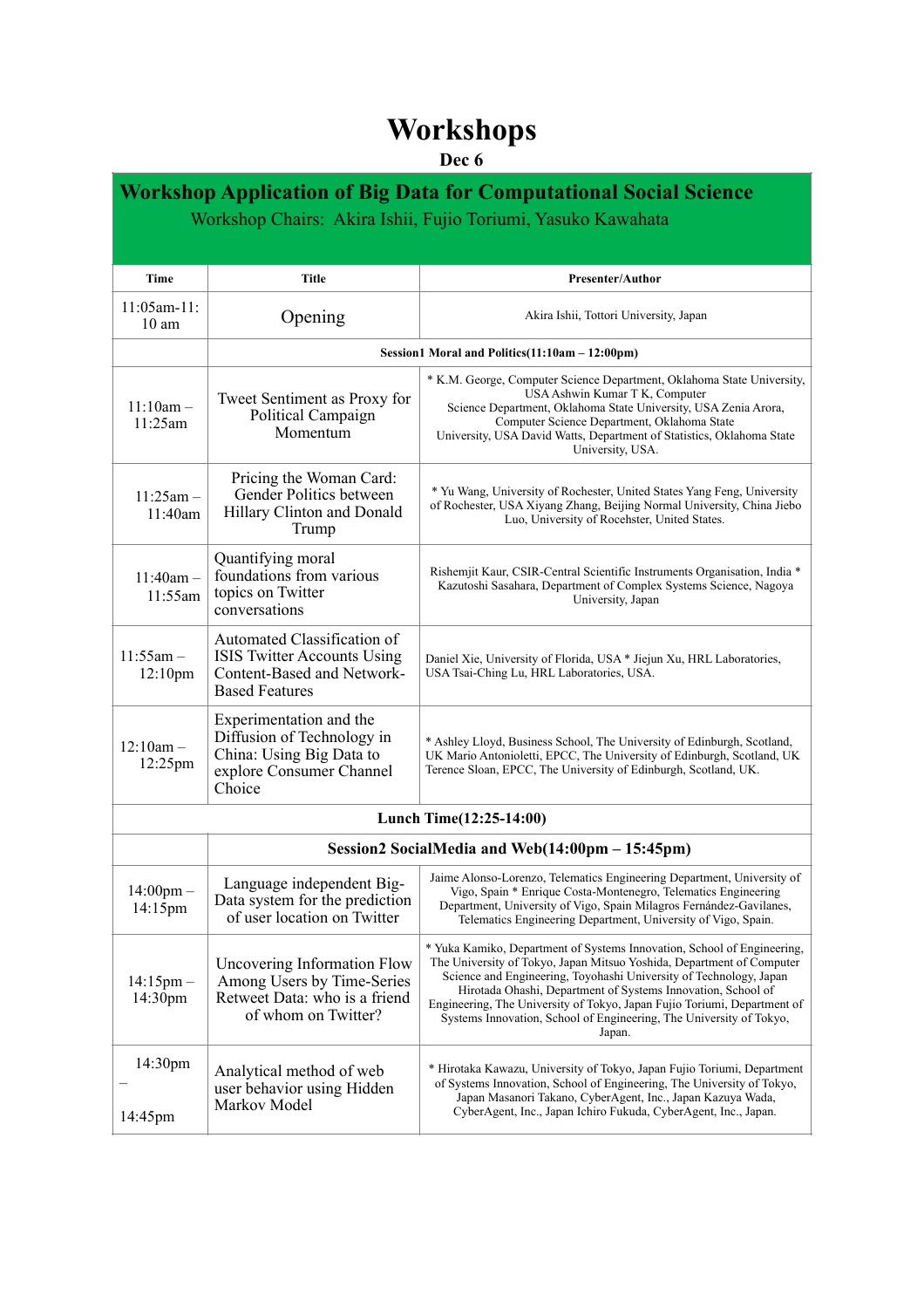# Workshops

**Dec 6**

## Workshop Application of Big Data for Computational Social Science

Workshop Chairs: Akira Ishii, Fujio Toriumi, Yasuko Kawahata

| Time | Title | Presenter/Author |
|---|---|---|
| 11:05am-11:10 am | Opening | Akira Ishii, Tottori University, Japan |
| | **Session1 Moral and Politics(11:10am – 12:00pm)** | |
| 11:10am – 11:25am | Tweet Sentiment as Proxy for Political Campaign Momentum | * K.M. George, Computer Science Department, Oklahoma State University, USA Ashwin Kumar T K, Computer Science Department, Oklahoma State University, USA Zenia Arora, Computer Science Department, Oklahoma State University, USA David Watts, Department of Statistics, Oklahoma State University, USA. |
| 11:25am – 11:40am | Pricing the Woman Card: Gender Politics between Hillary Clinton and Donald Trump | * Yu Wang, University of Rochester, United States Yang Feng, University of Rochester, USA Xiyang Zhang, Beijing Normal University, China Jiebo Luo, University of Rocehster, United States. |
| 11:40am – 11:55am | Quantifying moral foundations from various topics on Twitter conversations | Rishemjit Kaur, CSIR-Central Scientific Instruments Organisation, India * Kazutoshi Sasahara, Department of Complex Systems Science, Nagoya University, Japan |
| 11:55am – 12:10pm | Automated Classification of ISIS Twitter Accounts Using Content-Based and Network-Based Features | Daniel Xie, University of Florida, USA * Jiejun Xu, HRL Laboratories, USA Tsai-Ching Lu, HRL Laboratories, USA. |
| 12:10am – 12:25pm | Experimentation and the Diffusion of Technology in China: Using Big Data to explore Consumer Channel Choice | * Ashley Lloyd, Business School, The University of Edinburgh, Scotland, UK Mario Antonioletti, EPCC, The University of Edinburgh, Scotland, UK Terence Sloan, EPCC, The University of Edinburgh, Scotland, UK. |
| **Lunch Time(12:25-14:00)** | | |
| | **Session2 SocialMedia and Web(14:00pm – 15:45pm)** | |
| 14:00pm – 14:15pm | Language independent Big-Data system for the prediction of user location on Twitter | Jaime Alonso-Lorenzo, Telematics Engineering Department, University of Vigo, Spain * Enrique Costa-Montenegro, Telematics Engineering Department, University of Vigo, Spain Milagros Fernández-Gavilanes, Telematics Engineering Department, University of Vigo, Spain. |
| 14:15pm – 14:30pm | Uncovering Information Flow Among Users by Time-Series Retweet Data: who is a friend of whom on Twitter? | * Yuka Kamiko, Department of Systems Innovation, School of Engineering, The University of Tokyo, Japan Mitsuo Yoshida, Department of Computer Science and Engineering, Toyohashi University of Technology, Japan Hirotada Ohashi, Department of Systems Innovation, School of Engineering, The University of Tokyo, Japan Fujio Toriumi, Department of Systems Innovation, School of Engineering, The University of Tokyo, Japan. |
| 14:30pm – 14:45pm | Analytical method of web user behavior using Hidden Markov Model | * Hirotaka Kawazu, University of Tokyo, Japan Fujio Toriumi, Department of Systems Innovation, School of Engineering, The University of Tokyo, Japan Masanori Takano, CyberAgent, Inc., Japan Kazuya Wada, CyberAgent, Inc., Japan Ichiro Fukuda, CyberAgent, Inc., Japan. |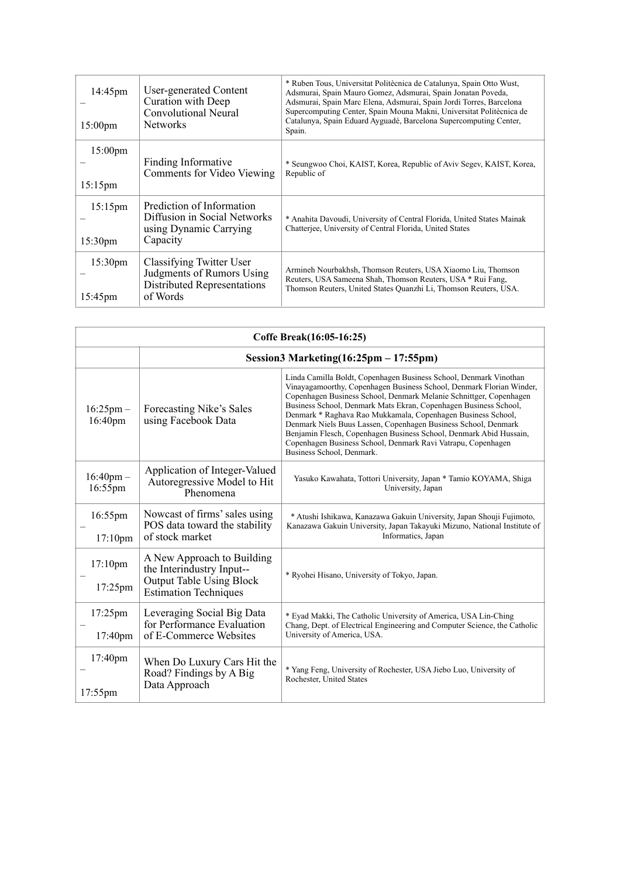| | | |
|---|---|---|
| 14:45pm – 15:00pm | User-generated Content Curation with Deep Convolutional Neural Networks | * Ruben Tous, Universitat Politècnica de Catalunya, Spain Otto Wust, Adsmurai, Spain Mauro Gomez, Adsmurai, Spain Jonatan Poveda, Adsmurai, Spain Marc Elena, Adsmurai, Spain Jordi Torres, Barcelona Supercomputing Center, Spain Mouna Makni, Universitat Politècnica de Catalunya, Spain Eduard Ayguadé, Barcelona Supercomputing Center, Spain. |
| 15:00pm – 15:15pm | Finding Informative Comments for Video Viewing | * Seungwoo Choi, KAIST, Korea, Republic of Aviv Segev, KAIST, Korea, Republic of |
| 15:15pm – 15:30pm | Prediction of Information Diffusion in Social Networks using Dynamic Carrying Capacity | * Anahita Davoudi, University of Central Florida, United States Mainak Chatterjee, University of Central Florida, United States |
| 15:30pm – 15:45pm | Classifying Twitter User Judgments of Rumors Using Distributed Representations of Words | Armineh Nourbakhsh, Thomson Reuters, USA Xiaomo Liu, Thomson Reuters, USA Sameena Shah, Thomson Reuters, USA * Rui Fang, Thomson Reuters, United States Quanzhi Li, Thomson Reuters, USA. |

| **Coffe Break(16:05-16:25)** | | |
|---|---|---|
| | **Session3 Marketing(16:25pm – 17:55pm)** | |
| 16:25pm – 16:40pm | Forecasting Nike's Sales using Facebook Data | Linda Camilla Boldt, Copenhagen Business School, Denmark Vinothan Vinayagamoorthy, Copenhagen Business School, Denmark Florian Winder, Copenhagen Business School, Denmark Melanie Schnittger, Copenhagen Business School, Denmark Mats Ekran, Copenhagen Business School, Denmark * Raghava Rao Mukkamala, Copenhagen Business School, Denmark Niels Buus Lassen, Copenhagen Business School, Denmark Benjamin Flesch, Copenhagen Business School, Denmark Abid Hussain, Copenhagen Business School, Denmark Ravi Vatrapu, Copenhagen Business School, Denmark. |
| 16:40pm – 16:55pm | Application of Integer-Valued Autoregressive Model to Hit Phenomena | Yasuko Kawahata, Tottori University, Japan * Tamio KOYAMA, Shiga University, Japan |
| 16:55pm – 17:10pm | Nowcast of firms' sales using POS data toward the stability of stock market | * Atushi Ishikawa, Kanazawa Gakuin University, Japan Shouji Fujimoto, Kanazawa Gakuin University, Japan Takayuki Mizuno, National Institute of Informatics, Japan |
| 17:10pm – 17:25pm | A New Approach to Building the Interindustry Input--Output Table Using Block Estimation Techniques | * Ryohei Hisano, University of Tokyo, Japan. |
| 17:25pm – 17:40pm | Leveraging Social Big Data for Performance Evaluation of E-Commerce Websites | * Eyad Makki, The Catholic University of America, USA Lin-Ching Chang, Dept. of Electrical Engineering and Computer Science, the Catholic University of America, USA. |
| 17:40pm – 17:55pm | When Do Luxury Cars Hit the Road? Findings by A Big Data Approach | * Yang Feng, University of Rochester, USA Jiebo Luo, University of Rochester, United States |